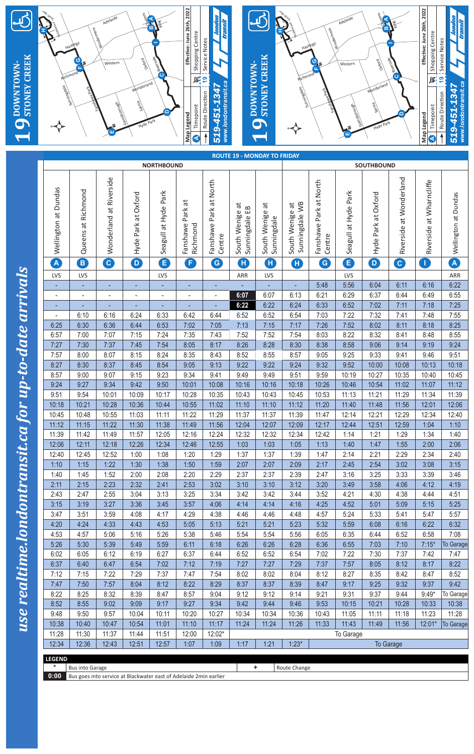# 19 DOWNTOWN-STONEY CREEK

Map Legend: Timepoint | Shopping Centre | Route Direction | Service Notes

Effective: June 26th, 2022

519-451-1347
www.londontransit.ca

*use realtime.londontransit.ca for up-to-date arrivals*

## ROUTE 19 - MONDAY TO FRIDAY

| NORTHBOUND | | | | | | | | | SOUTHBOUND | | | | | | | |
|---|---|---|---|---|---|---|---|---|---|---|---|---|---|---|---|---|
| Wellington at Dundas | Queens at Richmond | Wonderland at Riverside | Hyde Park at Oxford | Seagull at Hyde Park | Fanshawe Park at Richmond | Fanshawe Park at North Centre | South Wenige at Sunningdale EB | South Wenige at Sunningdale | South Wenige at Sunningdale WB | Fanshawe Park at North Centre | Seagull at Hyde Park | Hyde Park at Oxford | Riverside at Wonderland | Riverside at Wharncliffe | Wellington at Dundas |
| A | B | C | D | E | F | G | H | H | H | G | E | D | C | I | A |
| LVS | LVS | | | LVS | | | ARR | LVS | | | LVS | | | | ARR |
| - | - | - | - | - | - | - | - | - | - | 5:48 | 5:56 | 6:04 | 6:11 | 6:16 | 6:22 |
| - | - | - | - | - | - | - | **6:07** | 6:07 | 6:13 | 6:21 | 6:29 | 6:37 | 6:44 | 6:49 | 6:55 |
| - | - | - | - | - | - | - | **6:22** | 6:22 | 6:24 | 6:33 | 6:52 | 7:02 | 7:11 | 7:18 | 7:25 |
| - | 6:10 | 6:16 | 6:24 | 6:33 | 6:42 | 6:44 | 6:52 | 6:52 | 6:54 | 7:03 | 7:22 | 7:32 | 7:41 | 7:48 | 7:55 |
| 6:25 | 6:30 | 6:36 | 6:44 | 6:53 | 7:02 | 7:05 | 7:13 | 7:15 | 7:17 | 7:26 | 7:52 | 8:02 | 8:11 | 8:18 | 8:25 |
| 6:57 | 7:00 | 7:07 | 7:15 | 7:24 | 7:35 | 7:43 | 7:52 | 7:52 | 7:54 | 8:03 | 8:22 | 8:32 | 8:41 | 8:48 | 8:55 |
| 7:27 | 7:30 | 7:37 | 7:45 | 7:54 | 8:05 | 8:17 | 8:26 | 8:28 | 8:30 | 8:38 | 8:58 | 9:06 | 9:14 | 9:19 | 9:24 |
| 7:57 | 8:00 | 8:07 | 8:15 | 8:24 | 8:35 | 8:43 | 8:52 | 8:55 | 8:57 | 9:05 | 9:25 | 9:33 | 9:41 | 9:46 | 9:51 |
| 8:27 | 8:30 | 8:37 | 8:45 | 8:54 | 9:05 | 9:13 | 9:22 | 9:22 | 9:24 | 9:32 | 9:52 | 10:00 | 10:08 | 10:13 | 10:18 |
| 8:57 | 9:00 | 9:07 | 9:15 | 9:23 | 9:34 | 9:41 | 9:49 | 9:49 | 9:51 | 9:59 | 10:19 | 10:27 | 10:35 | 10:40 | 10:45 |
| 9:24 | 9:27 | 9:34 | 9:42 | 9:50 | 10:01 | 10:08 | 10:16 | 10:16 | 10:18 | 10:26 | 10:46 | 10:54 | 11:02 | 11:07 | 11:12 |
| 9:51 | 9:54 | 10:01 | 10:09 | 10:17 | 10:28 | 10:35 | 10:43 | 10:43 | 10:45 | 10:53 | 11:13 | 11:21 | 11:29 | 11:34 | 11:39 |
| 10:18 | 10:21 | 10:28 | 10:36 | 10:44 | 10:55 | 11:02 | 11:10 | 11:10 | 11:12 | 11:20 | 11:40 | 11:48 | 11:56 | 12:01 | 12:06 |
| 10:45 | 10:48 | 10:55 | 11:03 | 11:11 | 11:22 | 11:29 | 11:37 | 11:37 | 11:39 | 11:47 | 12:14 | 12:21 | 12:29 | 12:34 | 12:40 |
| 11:12 | 11:15 | 11:22 | 11:30 | 11:38 | 11:49 | 11:56 | 12:04 | 12:07 | 12:09 | 12:17 | 12:44 | 12:51 | 12:59 | 1:04 | 1:10 |
| 11:39 | 11:42 | 11:49 | 11:57 | 12:05 | 12:16 | 12:24 | 12:32 | 12:32 | 12:34 | 12:42 | 1:14 | 1:21 | 1:29 | 1:34 | 1:40 |
| 12:06 | 12:11 | 12:18 | 12:26 | 12:34 | 12:46 | 12:55 | 1:03 | 1:03 | 1:05 | 1:13 | 1:40 | 1:47 | 1:55 | 2:00 | 2:06 |
| 12:40 | 12:45 | 12:52 | 1:00 | 1:08 | 1:20 | 1:29 | 1:37 | 1:37 | 1:39 | 1:47 | 2:14 | 2:21 | 2:29 | 2:34 | 2:40 |
| 1:10 | 1:15 | 1:22 | 1:30 | 1:38 | 1:50 | 1:59 | 2:07 | 2:07 | 2:09 | 2:17 | 2:45 | 2:54 | 3:02 | 3:08 | 3:15 |
| 1:40 | 1:45 | 1:52 | 2:00 | 2:08 | 2:20 | 2:29 | 2:37 | 2:37 | 2:39 | 2:47 | 3:16 | 3:25 | 3:33 | 3:39 | 3:46 |
| 2:11 | 2:15 | 2:23 | 2:32 | 2:41 | 2:53 | 3:02 | 3:10 | 3:10 | 3:12 | 3:20 | 3:49 | 3:58 | 4:06 | 4:12 | 4:19 |
| 2:43 | 2:47 | 2:55 | 3:04 | 3:13 | 3:25 | 3:34 | 3:42 | 3:42 | 3:44 | 3:52 | 4:21 | 4:30 | 4:38 | 4:44 | 4:51 |
| 3:15 | 3:19 | 3:27 | 3:36 | 3:45 | 3:57 | 4:06 | 4:14 | 4:14 | 4:16 | 4:25 | 4:52 | 5:01 | 5:09 | 5:15 | 5:25 |
| 3:47 | 3:51 | 3:59 | 4:08 | 4:17 | 4:29 | 4:38 | 4:46 | 4:46 | 4:48 | 4:57 | 5:24 | 5:33 | 5:41 | 5:47 | 5:57 |
| 4:20 | 4:24 | 4:33 | 4:43 | 4:53 | 5:05 | 5:13 | 5:21 | 5:21 | 5:23 | 5:32 | 5:59 | 6:08 | 6:16 | 6:22 | 6:32 |
| 4:53 | 4:57 | 5:06 | 5:16 | 5:26 | 5:38 | 5:46 | 5:54 | 5:54 | 5:56 | 6:05 | 6:35 | 6:44 | 6:52 | 6:58 | 7:08 |
| 5:26 | 5:30 | 5:39 | 5:49 | 5:59 | 6:11 | 6:18 | 6:26 | 6:26 | 6:28 | 6:36 | 6:55 | 7:03 | 7:10 | 7:15* | To Garage |
| 6:02 | 6:05 | 6:12 | 6:19 | 6:27 | 6:37 | 6:44 | 6:52 | 6:52 | 6:54 | 7:02 | 7:22 | 7:30 | 7:37 | 7:42 | 7:47 |
| 6:37 | 6:40 | 6:47 | 6:54 | 7:02 | 7:12 | 7:19 | 7:27 | 7:27 | 7:29 | 7:37 | 7:57 | 8:05 | 8:12 | 8:17 | 8:22 |
| 7:12 | 7:15 | 7:22 | 7:29 | 7:37 | 7:47 | 7:54 | 8:02 | 8:02 | 8:04 | 8:12 | 8:27 | 8:35 | 8:42 | 8:47 | 8:52 |
| 7:47 | 7:50 | 7:57 | 8:04 | 8:12 | 8:22 | 8:29 | 8:37 | 8:37 | 8:39 | 8:47 | 9:17 | 9:25 | 9:32 | 9:37 | 9:42 |
| 8:22 | 8:25 | 8:32 | 8:39 | 8:47 | 8:57 | 9:04 | 9:12 | 9:12 | 9:14 | 9:21 | 9:31 | 9:37 | 9:44 | 9:49* | To Garage |
| 8:52 | 8:55 | 9:02 | 9:09 | 9:17 | 9:27 | 9:34 | 9:42 | 9:44 | 9:46 | 9:53 | 10:15 | 10:21 | 10:28 | 10:33 | 10:38 |
| 9:48 | 9:50 | 9:57 | 10:04 | 10:11 | 10:20 | 10:27 | 10:34 | 10:34 | 10:36 | 10:43 | 11:05 | 11:11 | 11:18 | 11:23 | 11:28 |
| 10:38 | 10:40 | 10:47 | 10:54 | 11:01 | 11:10 | 11:17 | 11:24 | 11:24 | 11:26 | 11:33 | 11:43 | 11:49 | 11:56 | 12:01* | To Garage |
| 11:28 | 11:30 | 11:37 | 11:44 | 11:51 | 12:00 | 12:02* | To Garage | | | | | | | | |
| 12:34 | 12:36 | 12:43 | 12:51 | 12:57 | 1:07 | 1:09 | 1:17 | 1:21 | 1:23* | To Garage | | | | | |

**LEGEND**

| Symbol | Meaning |
|---|---|
| * | Bus into Garage |
| + | Route Change |
| **0:00** | Bus goes into service at Blackwater east of Adelaide 2min earlier |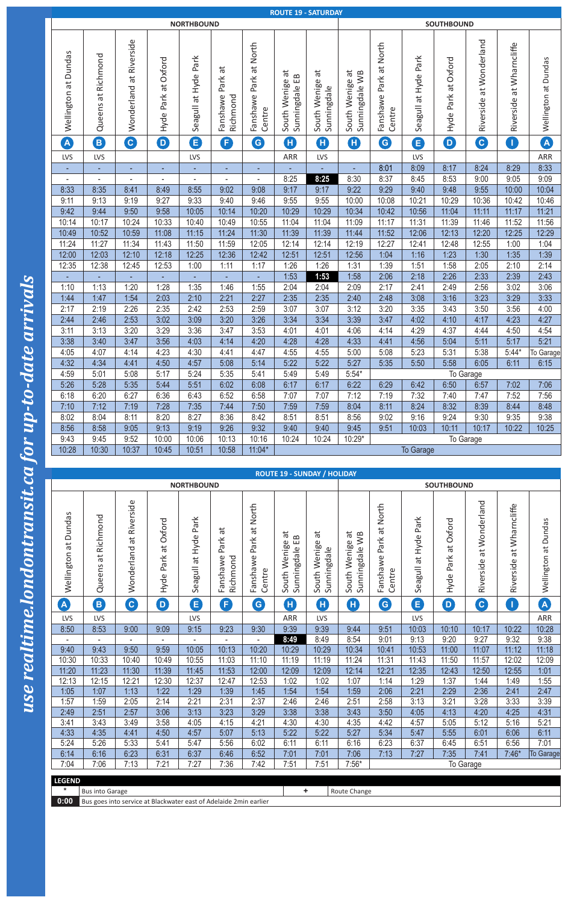## ROUTE 19 - SATURDAY

| NORTHBOUND | | | | | | | | | SOUTHBOUND | | | | | | |
|---|---|---|---|---|---|---|---|---|---|---|---|---|---|---|---|
| Wellington at Dundas | Queens at Richmond | Wonderland at Riverside | Hyde Park at Oxford | Seagull at Hyde Park | Fanshawe Park at Richmond | Fanshawe Park at North Centre | South Wenige at Sunningdale EB | South Wenige at Sunningdale | South Wenige at Sunningdale WB | Fanshawe Park at North Centre | Seagull at Hyde Park | Hyde Park at Oxford | Riverside at Wonderland | Riverside at Wharncliffe | Wellington at Dundas |
| A | B | C | D | E | F | G | H | H | H | G | E | D | C | I | A |
| LVS | LVS | | | LVS | | | ARR | LVS | | | LVS | | | | ARR |
| - | - | - | - | - | - | - | - | - | - | 8:01 | 8:09 | 8:17 | 8:24 | 8:29 | 8:33 |
| - | - | - | - | - | - | - | 8:25 | **8:25** | 8:30 | 8:37 | 8:45 | 8:53 | 9:00 | 9:05 | 9:09 |
| 8:33 | 8:35 | 8:41 | 8:49 | 8:55 | 9:02 | 9:08 | 9:17 | 9:17 | 9:22 | 9:29 | 9:40 | 9:48 | 9:55 | 10:00 | 10:04 |
| 9:11 | 9:13 | 9:19 | 9:27 | 9:33 | 9:40 | 9:46 | 9:55 | 9:55 | 10:00 | 10:08 | 10:21 | 10:29 | 10:36 | 10:42 | 10:46 |
| 9:42 | 9:44 | 9:50 | 9:58 | 10:05 | 10:14 | 10:20 | 10:29 | 10:29 | 10:34 | 10:42 | 10:56 | 11:04 | 11:11 | 11:17 | 11:21 |
| 10:14 | 10:17 | 10:24 | 10:33 | 10:40 | 10:49 | 10:55 | 11:04 | 11:04 | 11:09 | 11:17 | 11:31 | 11:39 | 11:46 | 11:52 | 11:56 |
| 10:49 | 10:52 | 10:59 | 11:08 | 11:15 | 11:24 | 11:30 | 11:39 | 11:39 | 11:44 | 11:52 | 12:06 | 12:13 | 12:20 | 12:25 | 12:29 |
| 11:24 | 11:27 | 11:34 | 11:43 | 11:50 | 11:59 | 12:05 | 12:14 | 12:14 | 12:19 | 12:27 | 12:41 | 12:48 | 12:55 | 1:00 | 1:04 |
| 12:00 | 12:03 | 12:10 | 12:18 | 12:25 | 12:36 | 12:42 | 12:51 | 12:51 | 12:56 | 1:04 | 1:16 | 1:23 | 1:30 | 1:35 | 1:39 |
| 12:35 | 12:38 | 12:45 | 12:53 | 1:00 | 1:11 | 1:17 | 1:26 | 1:26 | 1:31 | 1:39 | 1:51 | 1:58 | 2:05 | 2:10 | 2:14 |
| - | - | - | - | - | - | - | 1:53 | **1:53** | 1:58 | 2:06 | 2:18 | 2:26 | 2:33 | 2:39 | 2:43 |
| 1:10 | 1:13 | 1:20 | 1:28 | 1:35 | 1:46 | 1:55 | 2:04 | 2:04 | 2:09 | 2:17 | 2:41 | 2:49 | 2:56 | 3:02 | 3:06 |
| 1:44 | 1:47 | 1:54 | 2:03 | 2:10 | 2:21 | 2:27 | 2:35 | 2:35 | 2:40 | 2:48 | 3:08 | 3:16 | 3:23 | 3:29 | 3:33 |
| 2:17 | 2:19 | 2:26 | 2:35 | 2:42 | 2:53 | 2:59 | 3:07 | 3:07 | 3:12 | 3:20 | 3:35 | 3:43 | 3:50 | 3:56 | 4:00 |
| 2:44 | 2:46 | 2:53 | 3:02 | 3:09 | 3:20 | 3:26 | 3:34 | 3:34 | 3:39 | 3:47 | 4:02 | 4:10 | 4:17 | 4:23 | 4:27 |
| 3:11 | 3:13 | 3:20 | 3:29 | 3:36 | 3:47 | 3:53 | 4:01 | 4:01 | 4:06 | 4:14 | 4:29 | 4:37 | 4:44 | 4:50 | 4:54 |
| 3:38 | 3:40 | 3:47 | 3:56 | 4:03 | 4:14 | 4:20 | 4:28 | 4:28 | 4:33 | 4:41 | 4:56 | 5:04 | 5:11 | 5:17 | 5:21 |
| 4:05 | 4:07 | 4:14 | 4:23 | 4:30 | 4:41 | 4:47 | 4:55 | 4:55 | 5:00 | 5:08 | 5:23 | 5:31 | 5:38 | 5:44* | To Garage |
| 4:32 | 4:34 | 4:41 | 4:50 | 4:57 | 5:08 | 5:14 | 5:22 | 5:22 | 5:27 | 5:35 | 5:50 | 5:58 | 6:05 | 6:11 | 6:15 |
| 4:59 | 5:01 | 5:08 | 5:17 | 5:24 | 5:35 | 5:41 | 5:49 | 5:49 | 5:54* | To Garage | | | | | |
| 5:26 | 5:28 | 5:35 | 5:44 | 5:51 | 6:02 | 6:08 | 6:17 | 6:17 | 6:22 | 6:29 | 6:42 | 6:50 | 6:57 | 7:02 | 7:06 |
| 6:18 | 6:20 | 6:27 | 6:36 | 6:43 | 6:52 | 6:58 | 7:07 | 7:07 | 7:12 | 7:19 | 7:32 | 7:40 | 7:47 | 7:52 | 7:56 |
| 7:10 | 7:12 | 7:19 | 7:28 | 7:35 | 7:44 | 7:50 | 7:59 | 7:59 | 8:04 | 8:11 | 8:24 | 8:32 | 8:39 | 8:44 | 8:48 |
| 8:02 | 8:04 | 8:11 | 8:20 | 8:27 | 8:36 | 8:42 | 8:51 | 8:51 | 8:56 | 9:02 | 9:16 | 9:24 | 9:30 | 9:35 | 9:38 |
| 8:56 | 8:58 | 9:05 | 9:13 | 9:19 | 9:26 | 9:32 | 9:40 | 9:40 | 9:45 | 9:51 | 10:03 | 10:11 | 10:17 | 10:22 | 10:25 |
| 9:43 | 9:45 | 9:52 | 10:00 | 10:06 | 10:13 | 10:16 | 10:24 | 10:24 | 10:29* | To Garage | | | | | |
| 10:28 | 10:30 | 10:37 | 10:45 | 10:51 | 10:58 | 11:04* | To Garage | | | | | | | | |

## ROUTE 19 - SUNDAY / HOLIDAY

| NORTHBOUND | | | | | | | | | SOUTHBOUND | | | | | | |
|---|---|---|---|---|---|---|---|---|---|---|---|---|---|---|---|
| Wellington at Dundas | Queens at Richmond | Wonderland at Riverside | Hyde Park at Oxford | Seagull at Hyde Park | Fanshawe Park at Richmond | Fanshawe Park at North Centre | South Wenige at Sunningdale EB | South Wenige at Sunningdale | South Wenige at Sunningdale WB | Fanshawe Park at North Centre | Seagull at Hyde Park | Hyde Park at Oxford | Riverside at Wonderland | Riverside at Wharncliffe | Wellington at Dundas |
| A | B | C | D | E | F | G | H | H | H | G | E | D | C | I | A |
| LVS | LVS | | | LVS | | | ARR | LVS | | | LVS | | | | ARR |
| 8:50 | 8:53 | 9:00 | 9:09 | 9:15 | 9:23 | 9:30 | 9:39 | 9:39 | 9:44 | 9:51 | 10:03 | 10:10 | 10:17 | 10:22 | 10:28 |
| - | - | - | - | - | - | - | **8:49** | 8:49 | 8:54 | 9:01 | 9:13 | 9:20 | 9:27 | 9:32 | 9:38 |
| 9:40 | 9:43 | 9:50 | 9:59 | 10:05 | 10:13 | 10:20 | 10:29 | 10:29 | 10:34 | 10:41 | 10:53 | 11:00 | 11:07 | 11:12 | 11:18 |
| 10:30 | 10:33 | 10:40 | 10:49 | 10:55 | 11:03 | 11:10 | 11:19 | 11:19 | 11:24 | 11:31 | 11:43 | 11:50 | 11:57 | 12:02 | 12:09 |
| 11:20 | 11:23 | 11:30 | 11:39 | 11:45 | 11:53 | 12:00 | 12:09 | 12:09 | 12:14 | 12:21 | 12:35 | 12:43 | 12:50 | 12:55 | 1:01 |
| 12:13 | 12:15 | 12:21 | 12:30 | 12:37 | 12:47 | 12:53 | 1:02 | 1:02 | 1:07 | 1:14 | 1:29 | 1:37 | 1:44 | 1:49 | 1:55 |
| 1:05 | 1:07 | 1:13 | 1:22 | 1:29 | 1:39 | 1:45 | 1:54 | 1:54 | 1:59 | 2:06 | 2:21 | 2:29 | 2:36 | 2:41 | 2:47 |
| 1:57 | 1:59 | 2:05 | 2:14 | 2:21 | 2:31 | 2:37 | 2:46 | 2:46 | 2:51 | 2:58 | 3:13 | 3:21 | 3:28 | 3:33 | 3:39 |
| 2:49 | 2:51 | 2:57 | 3:06 | 3:13 | 3:23 | 3:29 | 3:38 | 3:38 | 3:43 | 3:50 | 4:05 | 4:13 | 4:20 | 4:25 | 4:31 |
| 3:41 | 3:43 | 3:49 | 3:58 | 4:05 | 4:15 | 4:21 | 4:30 | 4:30 | 4:35 | 4:42 | 4:57 | 5:05 | 5:12 | 5:16 | 5:21 |
| 4:33 | 4:35 | 4:41 | 4:50 | 4:57 | 5:07 | 5:13 | 5:22 | 5:22 | 5:27 | 5:34 | 5:47 | 5:55 | 6:01 | 6:06 | 6:11 |
| 5:24 | 5:26 | 5:33 | 5:41 | 5:47 | 5:56 | 6:02 | 6:11 | 6:11 | 6:16 | 6:23 | 6:37 | 6:45 | 6:51 | 6:56 | 7:01 |
| 6:14 | 6:16 | 6:23 | 6:31 | 6:37 | 6:46 | 6:52 | 7:01 | 7:01 | 7:06 | 7:13 | 7:27 | 7:35 | 7:41 | 7:46* | To Garage |
| 7:04 | 7:06 | 7:13 | 7:21 | 7:27 | 7:36 | 7:42 | 7:51 | 7:51 | 7:56* | To Garage | | | | | |

**LEGEND**

| | | | |
|---|---|---|---|
| * | Bus into Garage | + | Route Change |
| **0:00** | Bus goes into service at Blackwater east of Adelaide 2min earlier | | |

*use realtime.londontransit.ca for up-to-date arrivals*